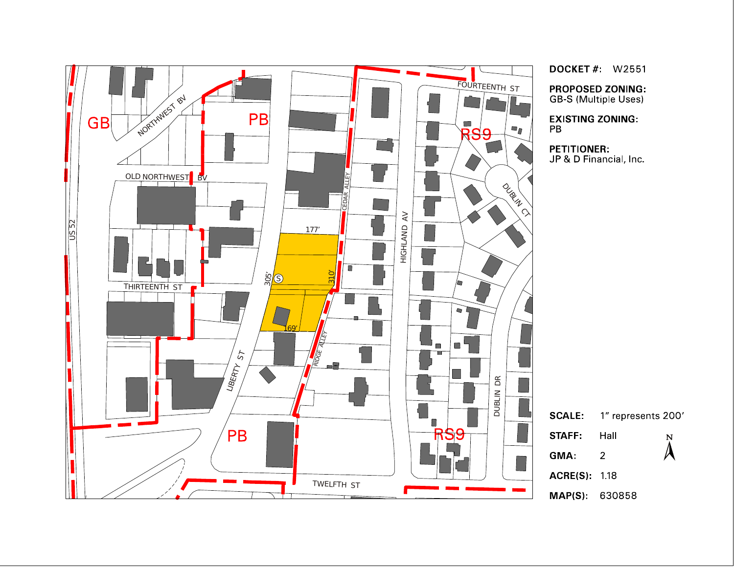**DOCKET #:** W2551

**PROPOSED ZONING:**
GB-S (Multiple Uses)

**EXISTING ZONING:**
PB

**PETITIONER:**
JP & D Financial, Inc.

**SCALE:** 1" represents 200'

**STAFF:** Hall

**GMA:** 2

**ACRE(S):** 1.18

**MAP(S):** 630858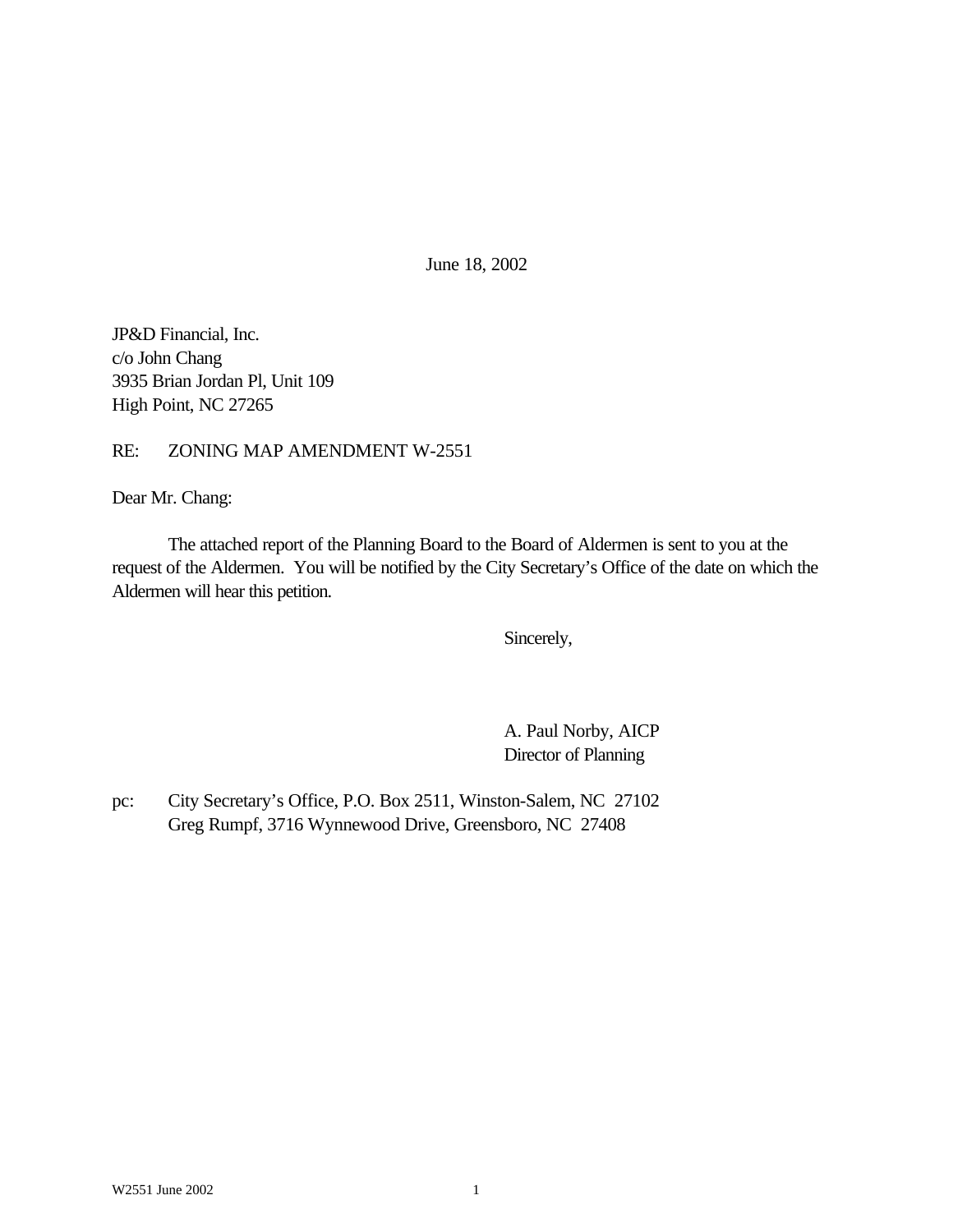June 18, 2002

JP&D Financial, Inc.
c/o John Chang
3935 Brian Jordan Pl, Unit 109
High Point, NC 27265

RE: ZONING MAP AMENDMENT W-2551

Dear Mr. Chang:

The attached report of the Planning Board to the Board of Aldermen is sent to you at the request of the Aldermen. You will be notified by the City Secretary's Office of the date on which the Aldermen will hear this petition.

Sincerely,

A. Paul Norby, AICP
Director of Planning

pc: City Secretary's Office, P.O. Box 2511, Winston-Salem, NC 27102
Greg Rumpf, 3716 Wynnewood Drive, Greensboro, NC 27408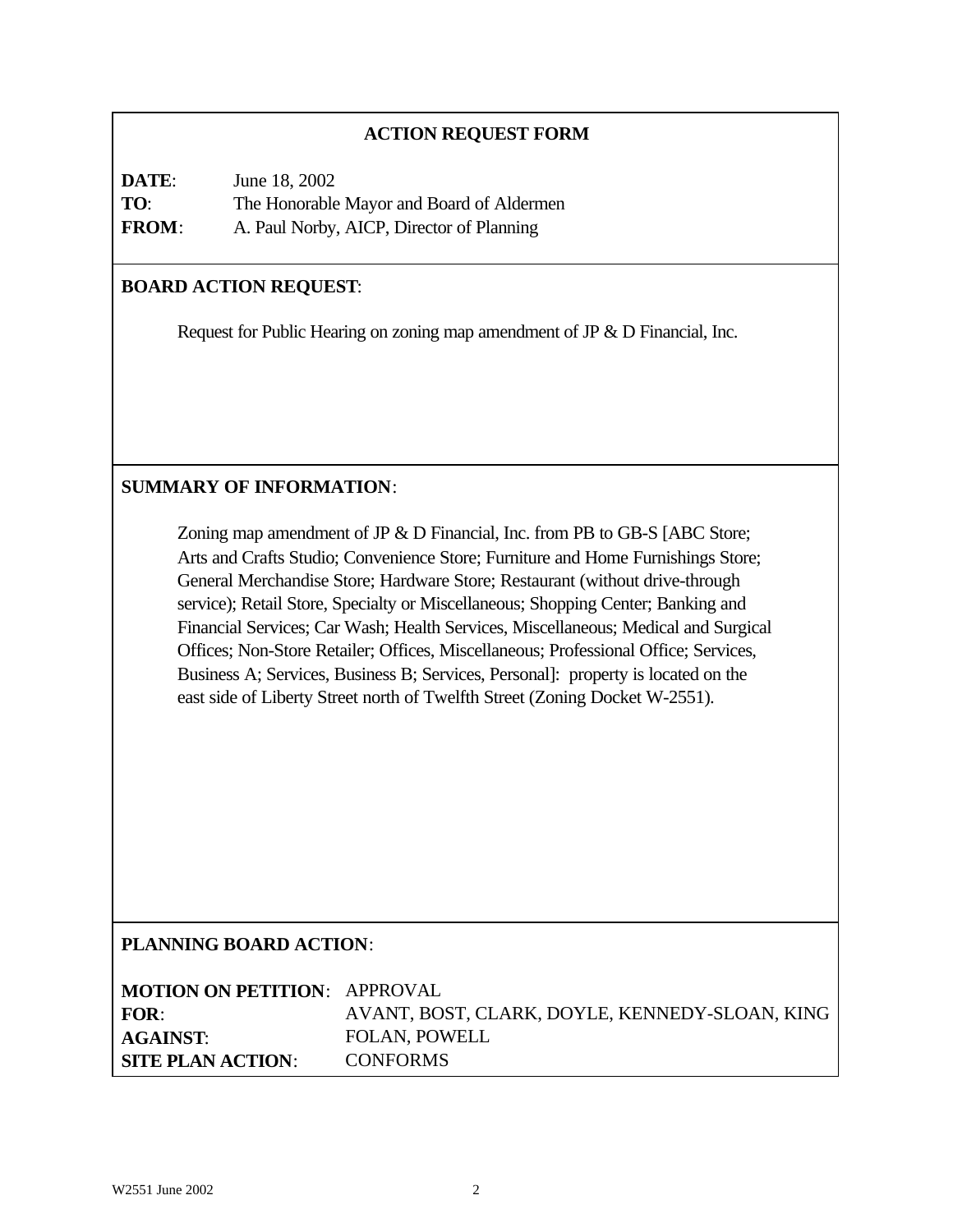## ACTION REQUEST FORM

**DATE**: June 18, 2002
**TO**: The Honorable Mayor and Board of Aldermen
**FROM**: A. Paul Norby, AICP, Director of Planning

**BOARD ACTION REQUEST**:

Request for Public Hearing on zoning map amendment of JP & D Financial, Inc.

**SUMMARY OF INFORMATION**:

Zoning map amendment of JP & D Financial, Inc. from PB to GB-S [ABC Store; Arts and Crafts Studio; Convenience Store; Furniture and Home Furnishings Store; General Merchandise Store; Hardware Store; Restaurant (without drive-through service); Retail Store, Specialty or Miscellaneous; Shopping Center; Banking and Financial Services; Car Wash; Health Services, Miscellaneous; Medical and Surgical Offices; Non-Store Retailer; Offices, Miscellaneous; Professional Office; Services, Business A; Services, Business B; Services, Personal]: property is located on the east side of Liberty Street north of Twelfth Street (Zoning Docket W-2551).

**PLANNING BOARD ACTION**:

| | |
|---|---|
| **MOTION ON PETITION**: | APPROVAL |
| **FOR**: | AVANT, BOST, CLARK, DOYLE, KENNEDY-SLOAN, KING |
| **AGAINST**: | FOLAN, POWELL |
| **SITE PLAN ACTION**: | CONFORMS |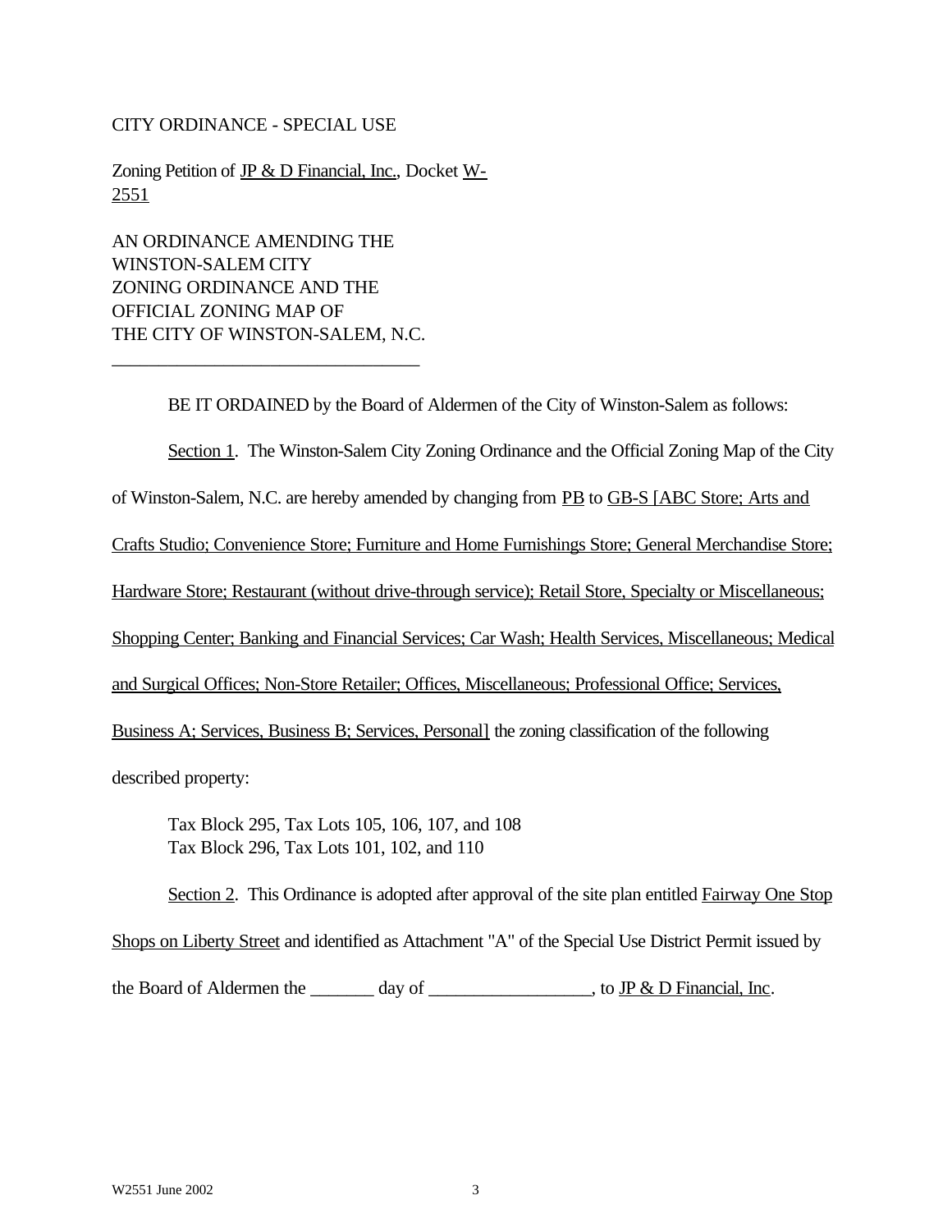CITY ORDINANCE - SPECIAL USE

Zoning Petition of JP & D Financial, Inc., Docket W-2551

AN ORDINANCE AMENDING THE WINSTON-SALEM CITY ZONING ORDINANCE AND THE OFFICIAL ZONING MAP OF THE CITY OF WINSTON-SALEM, N.C.

---

BE IT ORDAINED by the Board of Aldermen of the City of Winston-Salem as follows:

Section 1. The Winston-Salem City Zoning Ordinance and the Official Zoning Map of the City of Winston-Salem, N.C. are hereby amended by changing from PB to GB-S [ABC Store; Arts and Crafts Studio; Convenience Store; Furniture and Home Furnishings Store; General Merchandise Store; Hardware Store; Restaurant (without drive-through service); Retail Store, Specialty or Miscellaneous; Shopping Center; Banking and Financial Services; Car Wash; Health Services, Miscellaneous; Medical and Surgical Offices; Non-Store Retailer; Offices, Miscellaneous; Professional Office; Services, Business A; Services, Business B; Services, Personal] the zoning classification of the following described property:

Tax Block 295, Tax Lots 105, 106, 107, and 108
Tax Block 296, Tax Lots 101, 102, and 110

Section 2. This Ordinance is adopted after approval of the site plan entitled Fairway One Stop Shops on Liberty Street and identified as Attachment "A" of the Special Use District Permit issued by the Board of Aldermen the _______ day of _________________, to JP & D Financial, Inc.

W2551 June 2002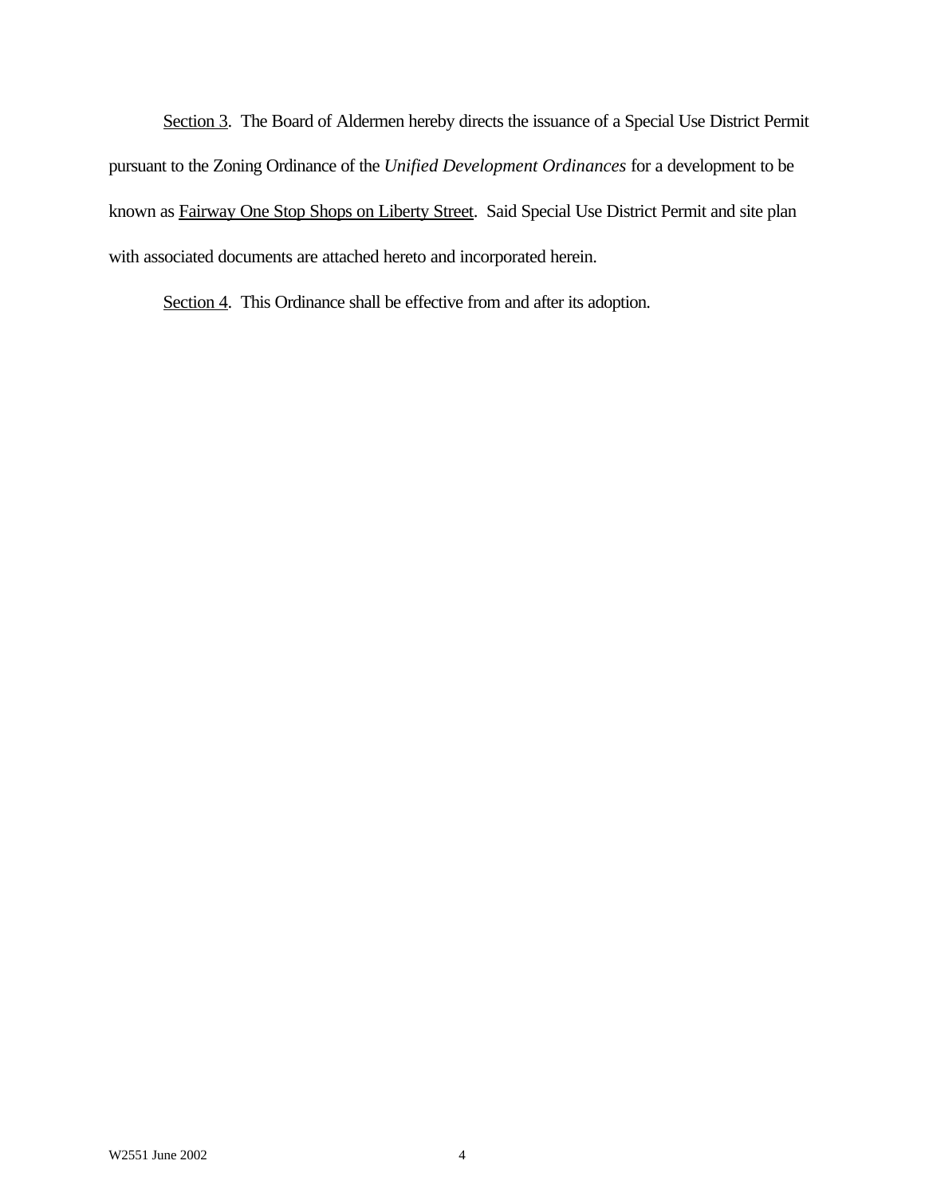Section 3. The Board of Aldermen hereby directs the issuance of a Special Use District Permit pursuant to the Zoning Ordinance of the *Unified Development Ordinances* for a development to be known as Fairway One Stop Shops on Liberty Street. Said Special Use District Permit and site plan with associated documents are attached hereto and incorporated herein.

Section 4. This Ordinance shall be effective from and after its adoption.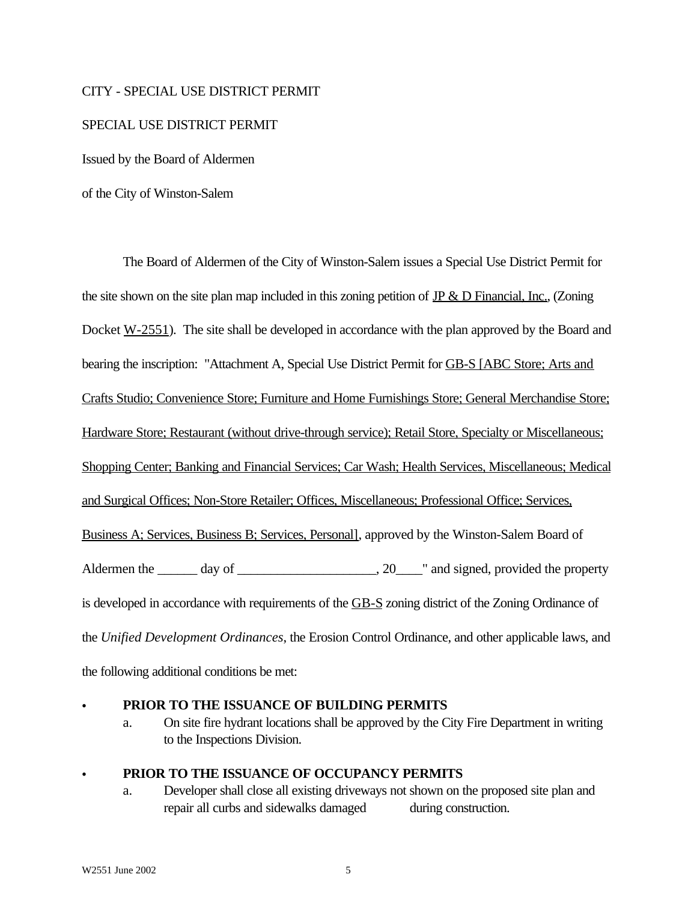CITY - SPECIAL USE DISTRICT PERMIT

SPECIAL USE DISTRICT PERMIT

Issued by the Board of Aldermen

of the City of Winston-Salem

The Board of Aldermen of the City of Winston-Salem issues a Special Use District Permit for the site shown on the site plan map included in this zoning petition of JP & D Financial, Inc., (Zoning Docket W-2551). The site shall be developed in accordance with the plan approved by the Board and bearing the inscription: "Attachment A, Special Use District Permit for GB-S [ABC Store; Arts and Crafts Studio; Convenience Store; Furniture and Home Furnishings Store; General Merchandise Store; Hardware Store; Restaurant (without drive-through service); Retail Store, Specialty or Miscellaneous; Shopping Center; Banking and Financial Services; Car Wash; Health Services, Miscellaneous; Medical and Surgical Offices; Non-Store Retailer; Offices, Miscellaneous; Professional Office; Services, Business A; Services, Business B; Services, Personal], approved by the Winston-Salem Board of Aldermen the ______ day of ____________________, 20____" and signed, provided the property is developed in accordance with requirements of the GB-S zoning district of the Zoning Ordinance of the *Unified Development Ordinances*, the Erosion Control Ordinance, and other applicable laws, and the following additional conditions be met:

- **PRIOR TO THE ISSUANCE OF BUILDING PERMITS**
  a. On site fire hydrant locations shall be approved by the City Fire Department in writing to the Inspections Division.

- **PRIOR TO THE ISSUANCE OF OCCUPANCY PERMITS**
  a. Developer shall close all existing driveways not shown on the proposed site plan and repair all curbs and sidewalks damaged during construction.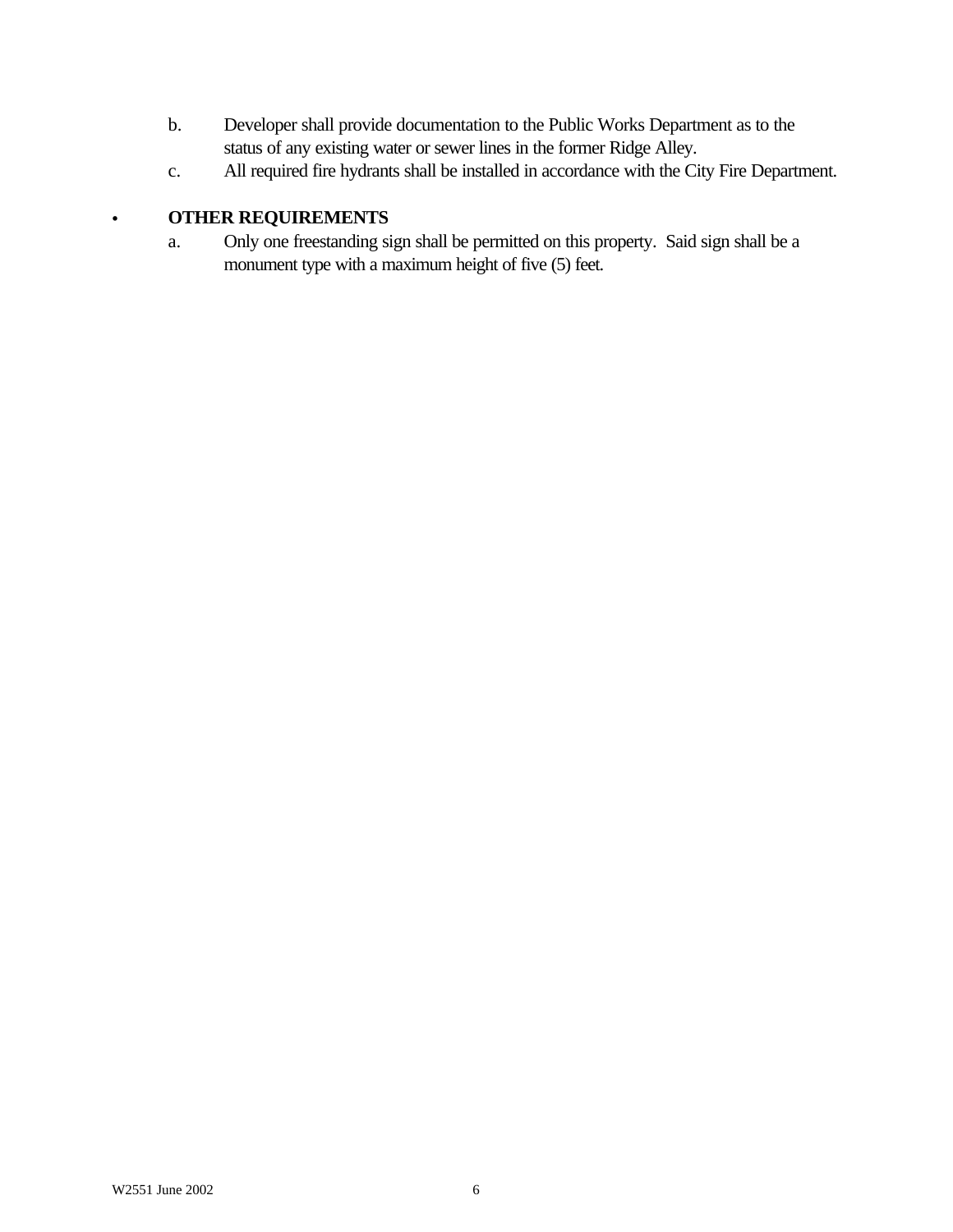b. Developer shall provide documentation to the Public Works Department as to the status of any existing water or sewer lines in the former Ridge Alley.

c. All required fire hydrants shall be installed in accordance with the City Fire Department.

- **OTHER REQUIREMENTS**

  a. Only one freestanding sign shall be permitted on this property. Said sign shall be a monument type with a maximum height of five (5) feet.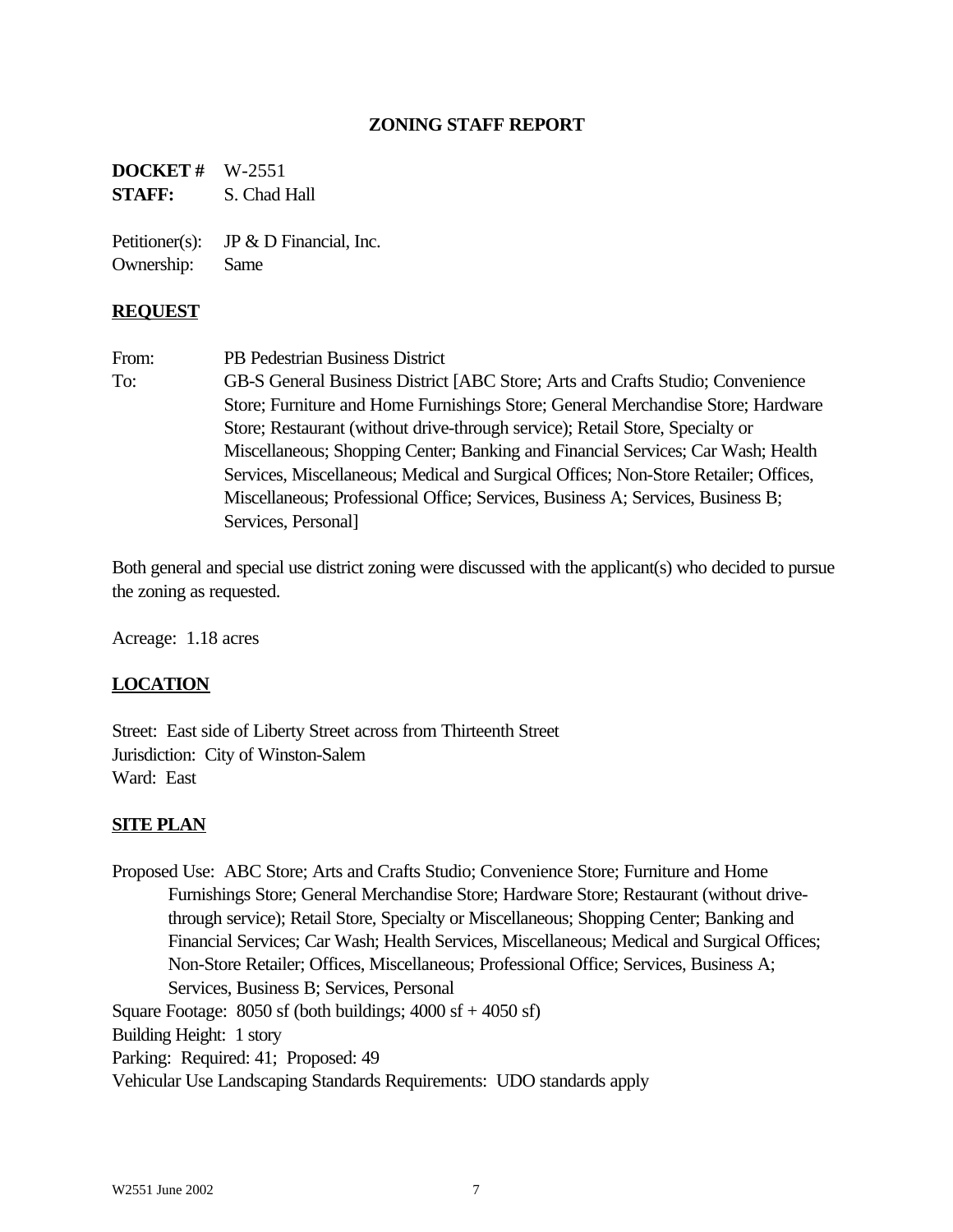# ZONING STAFF REPORT

**DOCKET #** W-2551
**STAFF:** S. Chad Hall

Petitioner(s): JP & D Financial, Inc.
Ownership: Same

## REQUEST

From: PB Pedestrian Business District
To: GB-S General Business District [ABC Store; Arts and Crafts Studio; Convenience Store; Furniture and Home Furnishings Store; General Merchandise Store; Hardware Store; Restaurant (without drive-through service); Retail Store, Specialty or Miscellaneous; Shopping Center; Banking and Financial Services; Car Wash; Health Services, Miscellaneous; Medical and Surgical Offices; Non-Store Retailer; Offices, Miscellaneous; Professional Office; Services, Business A; Services, Business B; Services, Personal]

Both general and special use district zoning were discussed with the applicant(s) who decided to pursue the zoning as requested.

Acreage: 1.18 acres

## LOCATION

Street: East side of Liberty Street across from Thirteenth Street
Jurisdiction: City of Winston-Salem
Ward: East

## SITE PLAN

Proposed Use: ABC Store; Arts and Crafts Studio; Convenience Store; Furniture and Home Furnishings Store; General Merchandise Store; Hardware Store; Restaurant (without drive-through service); Retail Store, Specialty or Miscellaneous; Shopping Center; Banking and Financial Services; Car Wash; Health Services, Miscellaneous; Medical and Surgical Offices; Non-Store Retailer; Offices, Miscellaneous; Professional Office; Services, Business A; Services, Business B; Services, Personal
Square Footage: 8050 sf (both buildings; 4000 sf + 4050 sf)
Building Height: 1 story
Parking: Required: 41; Proposed: 49
Vehicular Use Landscaping Standards Requirements: UDO standards apply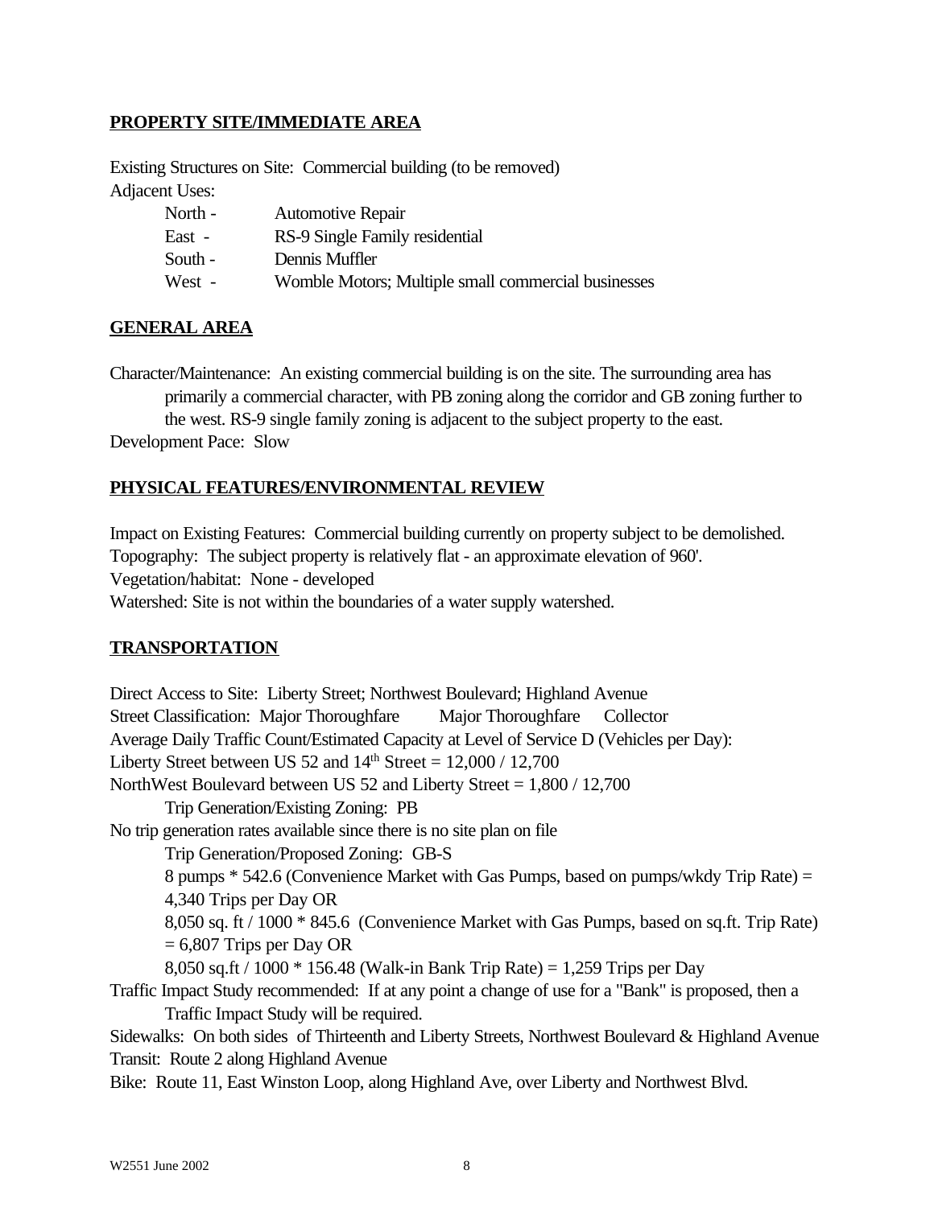**PROPERTY SITE/IMMEDIATE AREA**

Existing Structures on Site: Commercial building (to be removed)

Adjacent Uses:

| | |
|---|---|
| North - | Automotive Repair |
| East - | RS-9 Single Family residential |
| South - | Dennis Muffler |
| West - | Womble Motors; Multiple small commercial businesses |

**GENERAL AREA**

Character/Maintenance: An existing commercial building is on the site. The surrounding area has primarily a commercial character, with PB zoning along the corridor and GB zoning further to the west. RS-9 single family zoning is adjacent to the subject property to the east.

Development Pace: Slow

**PHYSICAL FEATURES/ENVIRONMENTAL REVIEW**

Impact on Existing Features: Commercial building currently on property subject to be demolished.

Topography: The subject property is relatively flat - an approximate elevation of 960'.

Vegetation/habitat: None - developed

Watershed: Site is not within the boundaries of a water supply watershed.

**TRANSPORTATION**

Direct Access to Site: Liberty Street; Northwest Boulevard; Highland Avenue

Street Classification: Major Thoroughfare Major Thoroughfare Collector

Average Daily Traffic Count/Estimated Capacity at Level of Service D (Vehicles per Day):

Liberty Street between US 52 and 14th Street = 12,000 / 12,700

NorthWest Boulevard between US 52 and Liberty Street = 1,800 / 12,700

Trip Generation/Existing Zoning: PB

No trip generation rates available since there is no site plan on file

Trip Generation/Proposed Zoning: GB-S

8 pumps * 542.6 (Convenience Market with Gas Pumps, based on pumps/wkdy Trip Rate) = 4,340 Trips per Day OR

8,050 sq. ft / 1000 * 845.6 (Convenience Market with Gas Pumps, based on sq.ft. Trip Rate) = 6,807 Trips per Day OR

8,050 sq.ft / 1000 * 156.48 (Walk-in Bank Trip Rate) = 1,259 Trips per Day

Traffic Impact Study recommended: If at any point a change of use for a "Bank" is proposed, then a Traffic Impact Study will be required.

Sidewalks: On both sides of Thirteenth and Liberty Streets, Northwest Boulevard & Highland Avenue

Transit: Route 2 along Highland Avenue

Bike: Route 11, East Winston Loop, along Highland Ave, over Liberty and Northwest Blvd.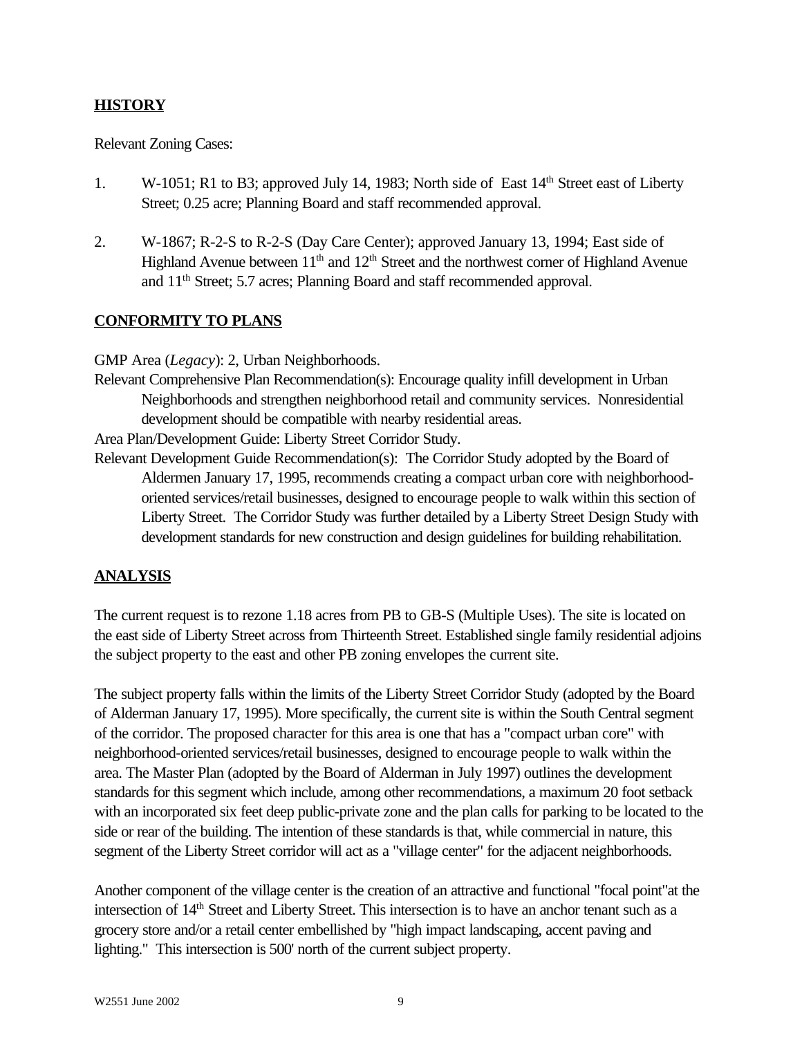## HISTORY

Relevant Zoning Cases:

1. W-1051; R1 to B3; approved July 14, 1983; North side of East 14th Street east of Liberty Street; 0.25 acre; Planning Board and staff recommended approval.

2. W-1867; R-2-S to R-2-S (Day Care Center); approved January 13, 1994; East side of Highland Avenue between 11th and 12th Street and the northwest corner of Highland Avenue and 11th Street; 5.7 acres; Planning Board and staff recommended approval.

## CONFORMITY TO PLANS

GMP Area (*Legacy*): 2, Urban Neighborhoods.

Relevant Comprehensive Plan Recommendation(s): Encourage quality infill development in Urban Neighborhoods and strengthen neighborhood retail and community services. Nonresidential development should be compatible with nearby residential areas.

Area Plan/Development Guide: Liberty Street Corridor Study.

Relevant Development Guide Recommendation(s): The Corridor Study adopted by the Board of Aldermen January 17, 1995, recommends creating a compact urban core with neighborhood-oriented services/retail businesses, designed to encourage people to walk within this section of Liberty Street. The Corridor Study was further detailed by a Liberty Street Design Study with development standards for new construction and design guidelines for building rehabilitation.

## ANALYSIS

The current request is to rezone 1.18 acres from PB to GB-S (Multiple Uses). The site is located on the east side of Liberty Street across from Thirteenth Street. Established single family residential adjoins the subject property to the east and other PB zoning envelopes the current site.

The subject property falls within the limits of the Liberty Street Corridor Study (adopted by the Board of Alderman January 17, 1995). More specifically, the current site is within the South Central segment of the corridor. The proposed character for this area is one that has a "compact urban core" with neighborhood-oriented services/retail businesses, designed to encourage people to walk within the area. The Master Plan (adopted by the Board of Alderman in July 1997) outlines the development standards for this segment which include, among other recommendations, a maximum 20 foot setback with an incorporated six feet deep public-private zone and the plan calls for parking to be located to the side or rear of the building. The intention of these standards is that, while commercial in nature, this segment of the Liberty Street corridor will act as a "village center" for the adjacent neighborhoods.

Another component of the village center is the creation of an attractive and functional "focal point"at the intersection of 14th Street and Liberty Street. This intersection is to have an anchor tenant such as a grocery store and/or a retail center embellished by "high impact landscaping, accent paving and lighting." This intersection is 500' north of the current subject property.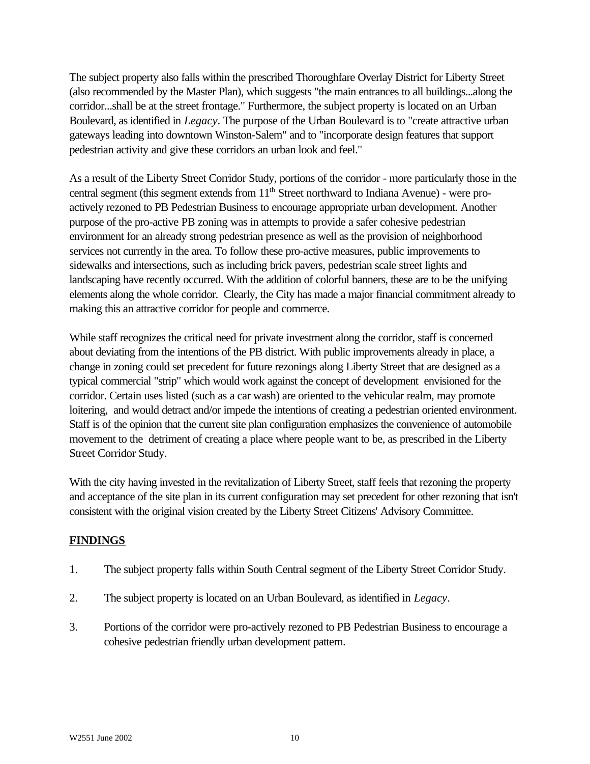The subject property also falls within the prescribed Thoroughfare Overlay District for Liberty Street (also recommended by the Master Plan), which suggests "the main entrances to all buildings...along the corridor...shall be at the street frontage." Furthermore, the subject property is located on an Urban Boulevard, as identified in *Legacy*. The purpose of the Urban Boulevard is to "create attractive urban gateways leading into downtown Winston-Salem" and to "incorporate design features that support pedestrian activity and give these corridors an urban look and feel."

As a result of the Liberty Street Corridor Study, portions of the corridor - more particularly those in the central segment (this segment extends from 11th Street northward to Indiana Avenue) - were pro-actively rezoned to PB Pedestrian Business to encourage appropriate urban development. Another purpose of the pro-active PB zoning was in attempts to provide a safer cohesive pedestrian environment for an already strong pedestrian presence as well as the provision of neighborhood services not currently in the area. To follow these pro-active measures, public improvements to sidewalks and intersections, such as including brick pavers, pedestrian scale street lights and landscaping have recently occurred. With the addition of colorful banners, these are to be the unifying elements along the whole corridor. Clearly, the City has made a major financial commitment already to making this an attractive corridor for people and commerce.

While staff recognizes the critical need for private investment along the corridor, staff is concerned about deviating from the intentions of the PB district. With public improvements already in place, a change in zoning could set precedent for future rezonings along Liberty Street that are designed as a typical commercial "strip" which would work against the concept of development envisioned for the corridor. Certain uses listed (such as a car wash) are oriented to the vehicular realm, may promote loitering, and would detract and/or impede the intentions of creating a pedestrian oriented environment. Staff is of the opinion that the current site plan configuration emphasizes the convenience of automobile movement to the detriment of creating a place where people want to be, as prescribed in the Liberty Street Corridor Study.

With the city having invested in the revitalization of Liberty Street, staff feels that rezoning the property and acceptance of the site plan in its current configuration may set precedent for other rezoning that isn't consistent with the original vision created by the Liberty Street Citizens' Advisory Committee.

## FINDINGS

1. The subject property falls within South Central segment of the Liberty Street Corridor Study.

2. The subject property is located on an Urban Boulevard, as identified in *Legacy*.

3. Portions of the corridor were pro-actively rezoned to PB Pedestrian Business to encourage a cohesive pedestrian friendly urban development pattern.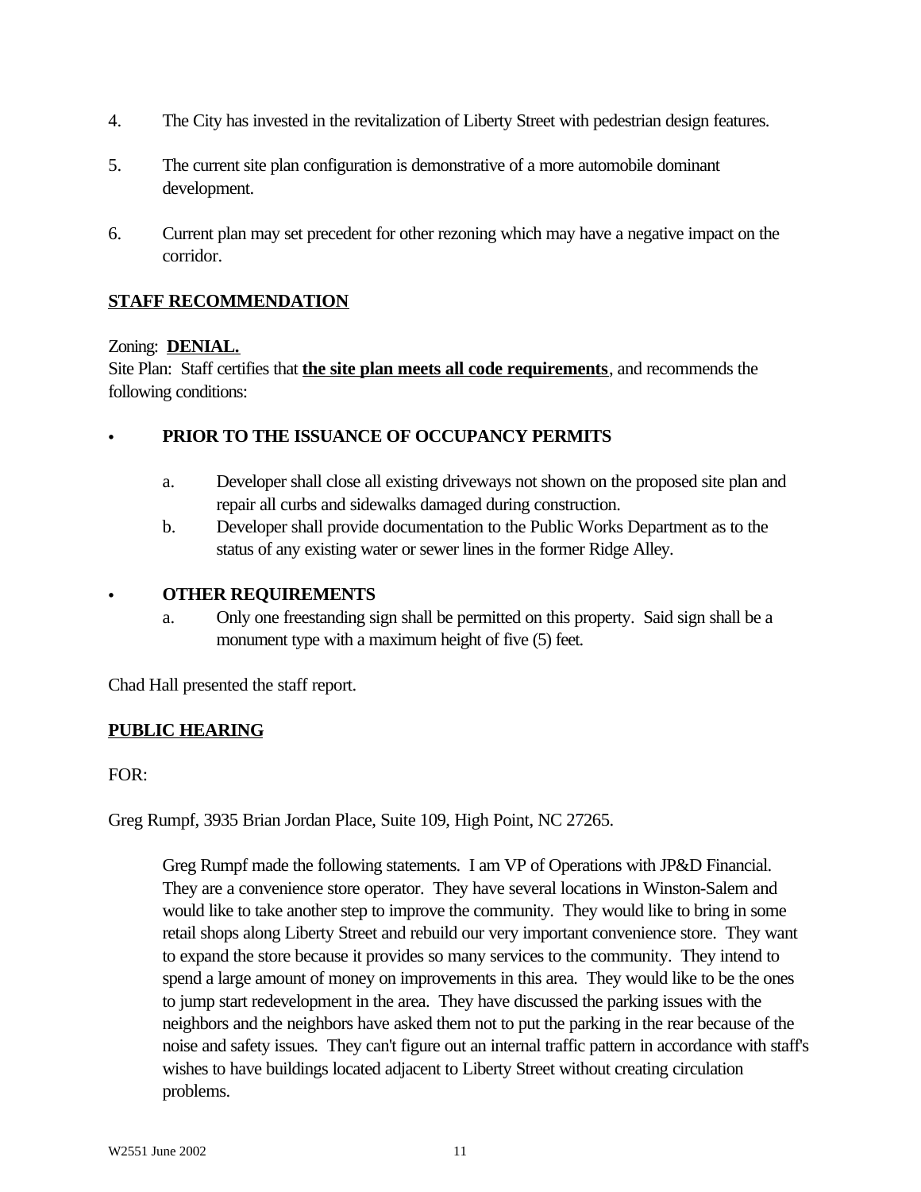4. The City has invested in the revitalization of Liberty Street with pedestrian design features.

5. The current site plan configuration is demonstrative of a more automobile dominant development.

6. Current plan may set precedent for other rezoning which may have a negative impact on the corridor.

**STAFF RECOMMENDATION**

Zoning: **DENIAL.**
Site Plan: Staff certifies that **the site plan meets all code requirements**, and recommends the following conditions:

- **PRIOR TO THE ISSUANCE OF OCCUPANCY PERMITS**

  a. Developer shall close all existing driveways not shown on the proposed site plan and repair all curbs and sidewalks damaged during construction.
  b. Developer shall provide documentation to the Public Works Department as to the status of any existing water or sewer lines in the former Ridge Alley.

- **OTHER REQUIREMENTS**
  a. Only one freestanding sign shall be permitted on this property. Said sign shall be a monument type with a maximum height of five (5) feet.

Chad Hall presented the staff report.

**PUBLIC HEARING**

FOR:

Greg Rumpf, 3935 Brian Jordan Place, Suite 109, High Point, NC 27265.

> Greg Rumpf made the following statements. I am VP of Operations with JP&D Financial. They are a convenience store operator. They have several locations in Winston-Salem and would like to take another step to improve the community. They would like to bring in some retail shops along Liberty Street and rebuild our very important convenience store. They want to expand the store because it provides so many services to the community. They intend to spend a large amount of money on improvements in this area. They would like to be the ones to jump start redevelopment in the area. They have discussed the parking issues with the neighbors and the neighbors have asked them not to put the parking in the rear because of the noise and safety issues. They can't figure out an internal traffic pattern in accordance with staff's wishes to have buildings located adjacent to Liberty Street without creating circulation problems.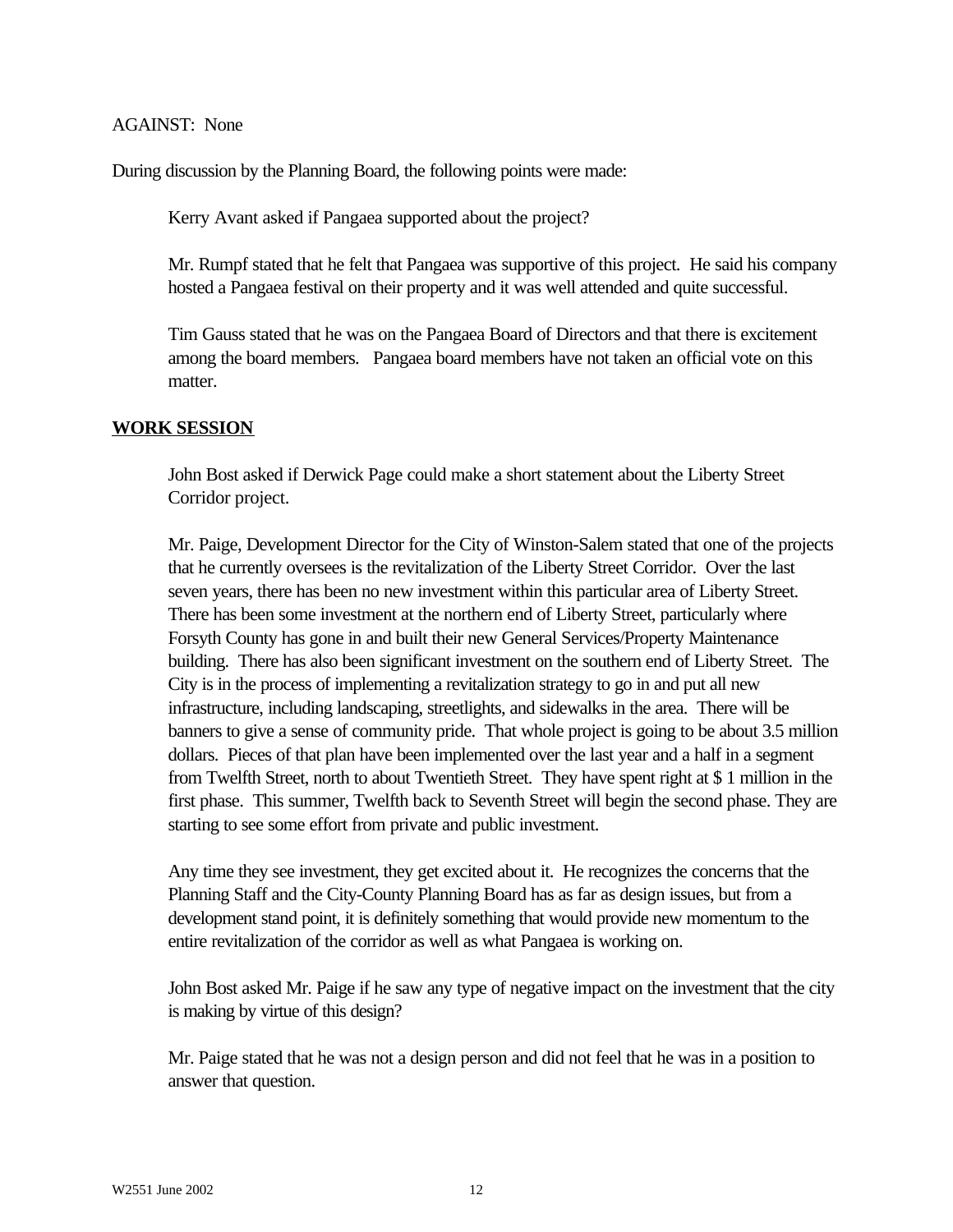AGAINST: None

During discussion by the Planning Board, the following points were made:

Kerry Avant asked if Pangaea supported about the project?

Mr. Rumpf stated that he felt that Pangaea was supportive of this project. He said his company hosted a Pangaea festival on their property and it was well attended and quite successful.

Tim Gauss stated that he was on the Pangaea Board of Directors and that there is excitement among the board members. Pangaea board members have not taken an official vote on this matter.

**WORK SESSION**

John Bost asked if Derwick Page could make a short statement about the Liberty Street Corridor project.

Mr. Paige, Development Director for the City of Winston-Salem stated that one of the projects that he currently oversees is the revitalization of the Liberty Street Corridor. Over the last seven years, there has been no new investment within this particular area of Liberty Street. There has been some investment at the northern end of Liberty Street, particularly where Forsyth County has gone in and built their new General Services/Property Maintenance building. There has also been significant investment on the southern end of Liberty Street. The City is in the process of implementing a revitalization strategy to go in and put all new infrastructure, including landscaping, streetlights, and sidewalks in the area. There will be banners to give a sense of community pride. That whole project is going to be about 3.5 million dollars. Pieces of that plan have been implemented over the last year and a half in a segment from Twelfth Street, north to about Twentieth Street. They have spent right at $ 1 million in the first phase. This summer, Twelfth back to Seventh Street will begin the second phase. They are starting to see some effort from private and public investment.

Any time they see investment, they get excited about it. He recognizes the concerns that the Planning Staff and the City-County Planning Board has as far as design issues, but from a development stand point, it is definitely something that would provide new momentum to the entire revitalization of the corridor as well as what Pangaea is working on.

John Bost asked Mr. Paige if he saw any type of negative impact on the investment that the city is making by virtue of this design?

Mr. Paige stated that he was not a design person and did not feel that he was in a position to answer that question.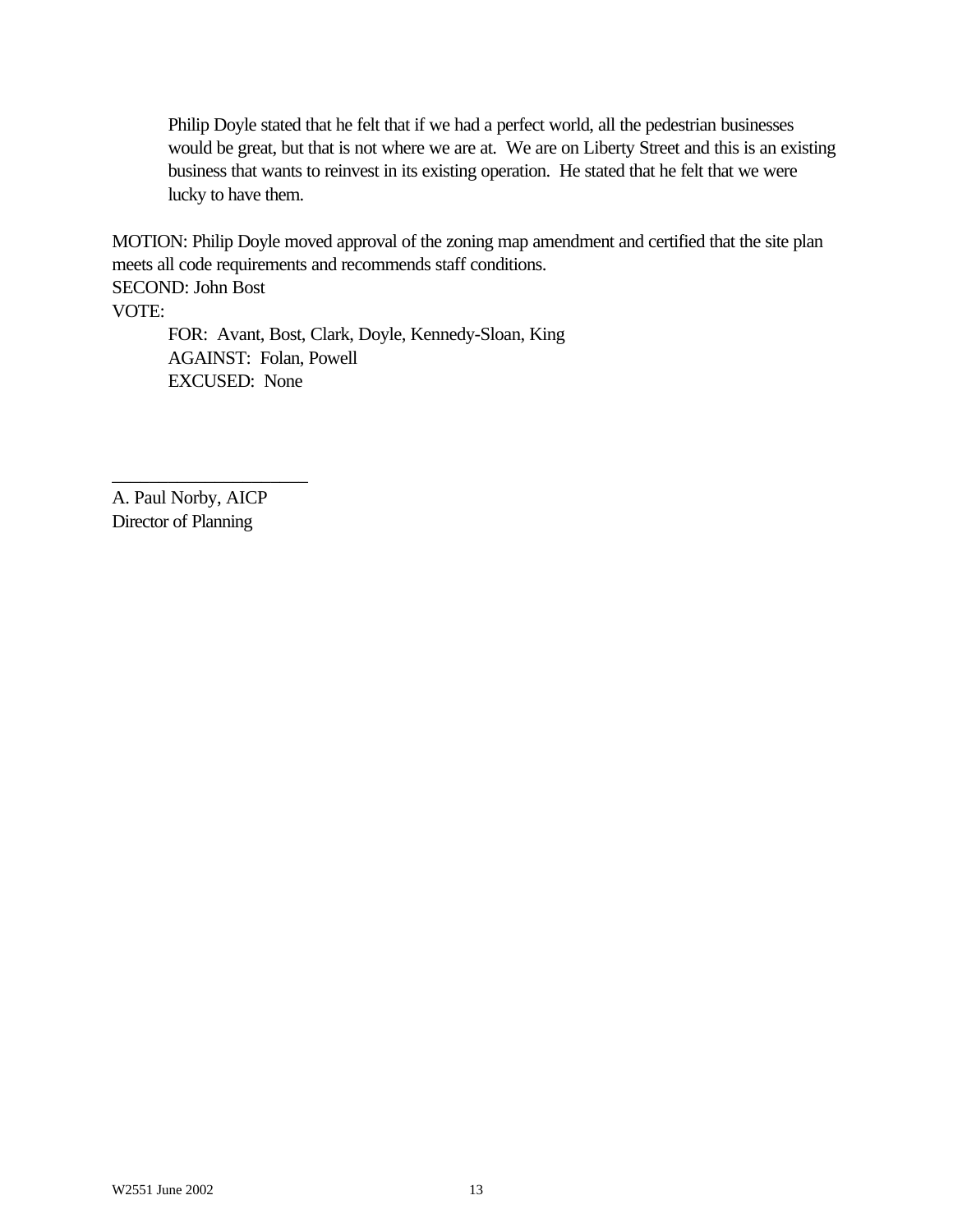Philip Doyle stated that he felt that if we had a perfect world, all the pedestrian businesses would be great, but that is not where we are at. We are on Liberty Street and this is an existing business that wants to reinvest in its existing operation. He stated that he felt that we were lucky to have them.

MOTION: Philip Doyle moved approval of the zoning map amendment and certified that the site plan meets all code requirements and recommends staff conditions.
SECOND: John Bost
VOTE:

FOR: Avant, Bost, Clark, Doyle, Kennedy-Sloan, King
AGAINST: Folan, Powell
EXCUSED: None

\_\_\_\_\_\_\_\_\_\_\_\_\_\_\_\_\_\_\_\_\_\_

A. Paul Norby, AICP
Director of Planning